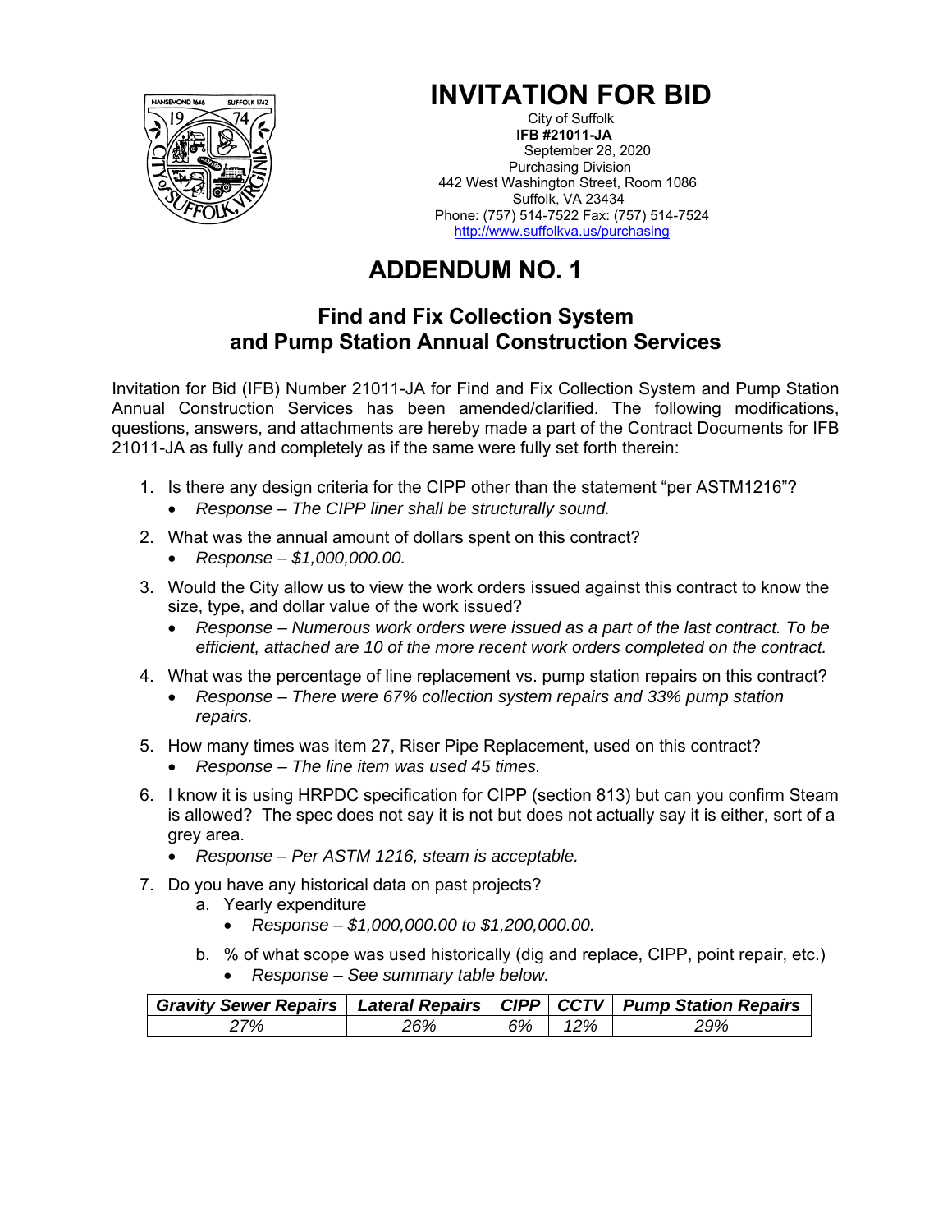# INVITATION FOR BID

City of Suffolk
**IFB #21011-JA**
September 28, 2020
Purchasing Division
442 West Washington Street, Room 1086
Suffolk, VA 23434
Phone: (757) 514-7522 Fax: (757) 514-7524
http://www.suffolkva.us/purchasing

# ADDENDUM NO. 1

## Find and Fix Collection System and Pump Station Annual Construction Services

Invitation for Bid (IFB) Number 21011-JA for Find and Fix Collection System and Pump Station Annual Construction Services has been amended/clarified. The following modifications, questions, answers, and attachments are hereby made a part of the Contract Documents for IFB 21011-JA as fully and completely as if the same were fully set forth therein:

1. Is there any design criteria for the CIPP other than the statement "per ASTM1216"?
   - *Response – The CIPP liner shall be structurally sound.*
2. What was the annual amount of dollars spent on this contract?
   - *Response – $1,000,000.00.*
3. Would the City allow us to view the work orders issued against this contract to know the size, type, and dollar value of the work issued?
   - *Response – Numerous work orders were issued as a part of the last contract. To be efficient, attached are 10 of the more recent work orders completed on the contract.*
4. What was the percentage of line replacement vs. pump station repairs on this contract?
   - *Response – There were 67% collection system repairs and 33% pump station repairs.*
5. How many times was item 27, Riser Pipe Replacement, used on this contract?
   - *Response – The line item was used 45 times.*
6. I know it is using HRPDC specification for CIPP (section 813) but can you confirm Steam is allowed? The spec does not say it is not but does not actually say it is either, sort of a grey area.
   - *Response – Per ASTM 1216, steam is acceptable.*
7. Do you have any historical data on past projects?
   a. Yearly expenditure
      - *Response – $1,000,000.00 to $1,200,000.00.*

   b. % of what scope was used historically (dig and replace, CIPP, point repair, etc.)
      - *Response – See summary table below.*

| ***Gravity Sewer Repairs*** | ***Lateral Repairs*** | ***CIPP*** | ***CCTV*** | ***Pump Station Repairs*** |
|---|---|---|---|---|
| *27%* | *26%* | *6%* | *12%* | *29%* |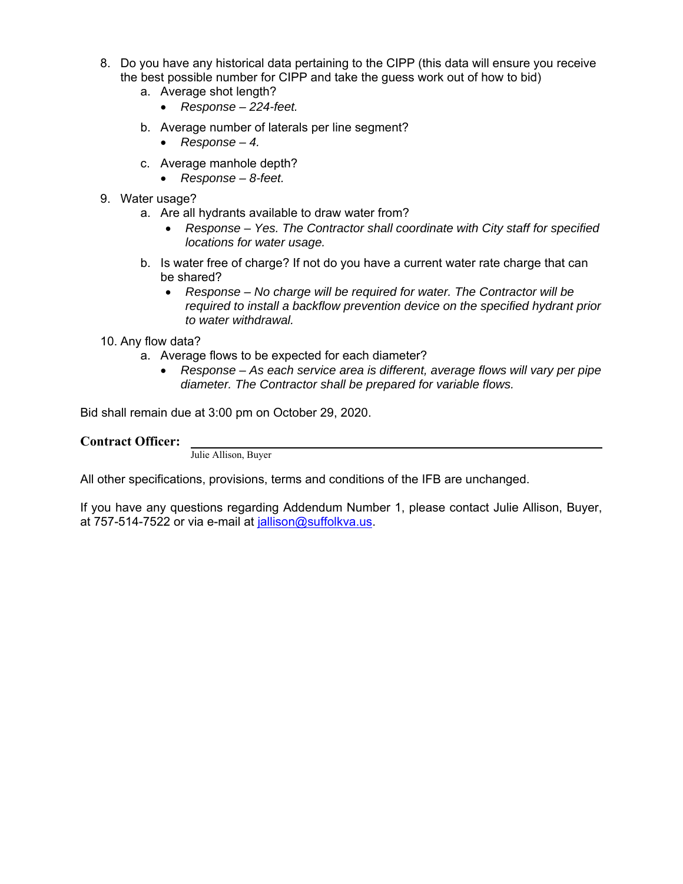8. Do you have any historical data pertaining to the CIPP (this data will ensure you receive the best possible number for CIPP and take the guess work out of how to bid)
   a. Average shot length?
      - *Response – 224-feet.*
   b. Average number of laterals per line segment?
      - *Response – 4.*
   c. Average manhole depth?
      - *Response – 8-feet.*
9. Water usage?
   a. Are all hydrants available to draw water from?
      - *Response – Yes. The Contractor shall coordinate with City staff for specified locations for water usage.*
   b. Is water free of charge? If not do you have a current water rate charge that can be shared?
      - *Response – No charge will be required for water. The Contractor will be required to install a backflow prevention device on the specified hydrant prior to water withdrawal.*
10. Any flow data?
    a. Average flows to be expected for each diameter?
       - *Response – As each service area is different, average flows will vary per pipe diameter. The Contractor shall be prepared for variable flows.*

Bid shall remain due at 3:00 pm on October 29, 2020.

**Contract Officer:** ______________________________
Julie Allison, Buyer

All other specifications, provisions, terms and conditions of the IFB are unchanged.

If you have any questions regarding Addendum Number 1, please contact Julie Allison, Buyer, at 757-514-7522 or via e-mail at jallison@suffolkva.us.